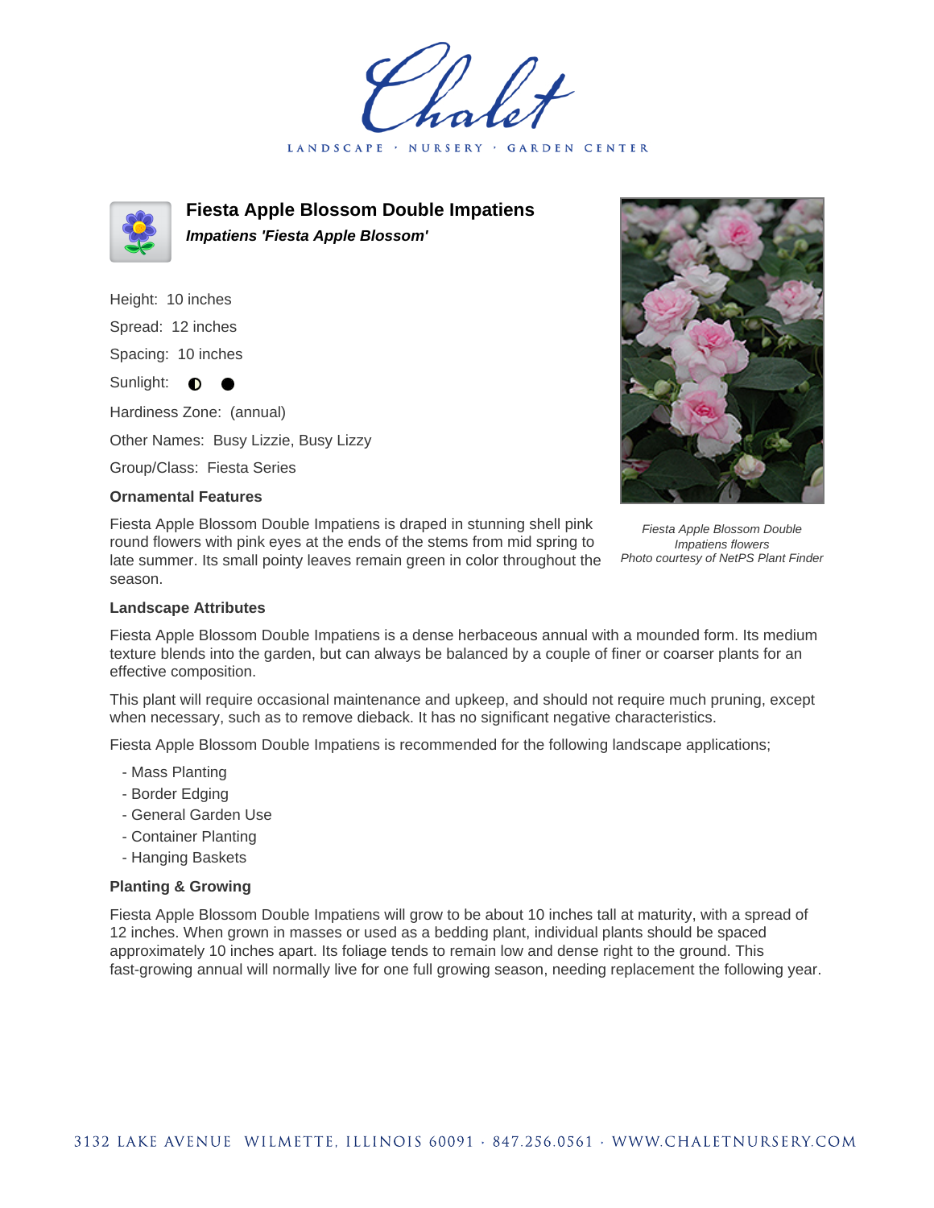Chalet

LANDSCAPE · NURSERY · GARDEN CENTER

# Fiesta Apple Blossom Double Impatiens

***Impatiens 'Fiesta Apple Blossom'***

Height: 10 inches

Spread: 12 inches

Spacing: 10 inches

Sunlight: ◐ ●

Hardiness Zone: (annual)

Other Names: Busy Lizzie, Busy Lizzy

Group/Class: Fiesta Series

*Fiesta Apple Blossom Double Impatiens flowers*
*Photo courtesy of NetPS Plant Finder*

### Ornamental Features

Fiesta Apple Blossom Double Impatiens is draped in stunning shell pink round flowers with pink eyes at the ends of the stems from mid spring to late summer. Its small pointy leaves remain green in color throughout the season.

### Landscape Attributes

Fiesta Apple Blossom Double Impatiens is a dense herbaceous annual with a mounded form. Its medium texture blends into the garden, but can always be balanced by a couple of finer or coarser plants for an effective composition.

This plant will require occasional maintenance and upkeep, and should not require much pruning, except when necessary, such as to remove dieback. It has no significant negative characteristics.

Fiesta Apple Blossom Double Impatiens is recommended for the following landscape applications;

- Mass Planting
- Border Edging
- General Garden Use
- Container Planting
- Hanging Baskets

### Planting & Growing

Fiesta Apple Blossom Double Impatiens will grow to be about 10 inches tall at maturity, with a spread of 12 inches. When grown in masses or used as a bedding plant, individual plants should be spaced approximately 10 inches apart. Its foliage tends to remain low and dense right to the ground. This fast-growing annual will normally live for one full growing season, needing replacement the following year.

3132 LAKE AVENUE WILMETTE, ILLINOIS 60091 · 847.256.0561 · WWW.CHALETNURSERY.COM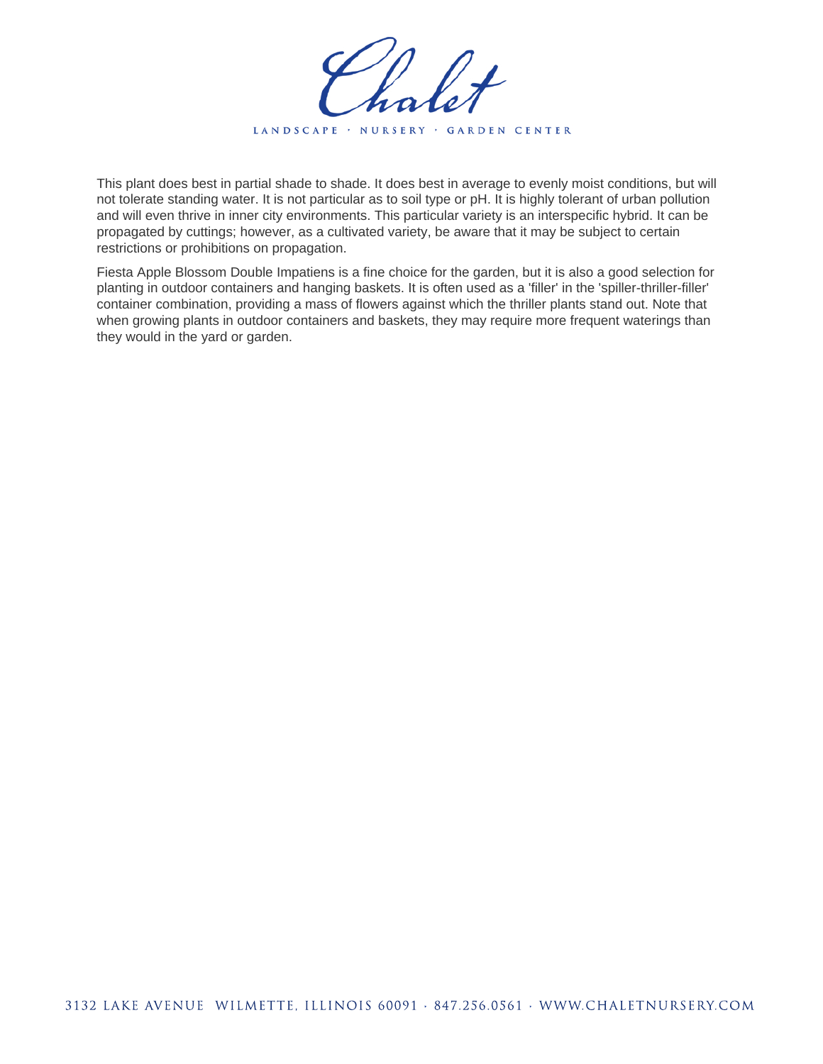This plant does best in partial shade to shade. It does best in average to evenly moist conditions, but will not tolerate standing water. It is not particular as to soil type or pH. It is highly tolerant of urban pollution and will even thrive in inner city environments. This particular variety is an interspecific hybrid. It can be propagated by cuttings; however, as a cultivated variety, be aware that it may be subject to certain restrictions or prohibitions on propagation.

Fiesta Apple Blossom Double Impatiens is a fine choice for the garden, but it is also a good selection for planting in outdoor containers and hanging baskets. It is often used as a 'filler' in the 'spiller-thriller-filler' container combination, providing a mass of flowers against which the thriller plants stand out. Note that when growing plants in outdoor containers and baskets, they may require more frequent waterings than they would in the yard or garden.